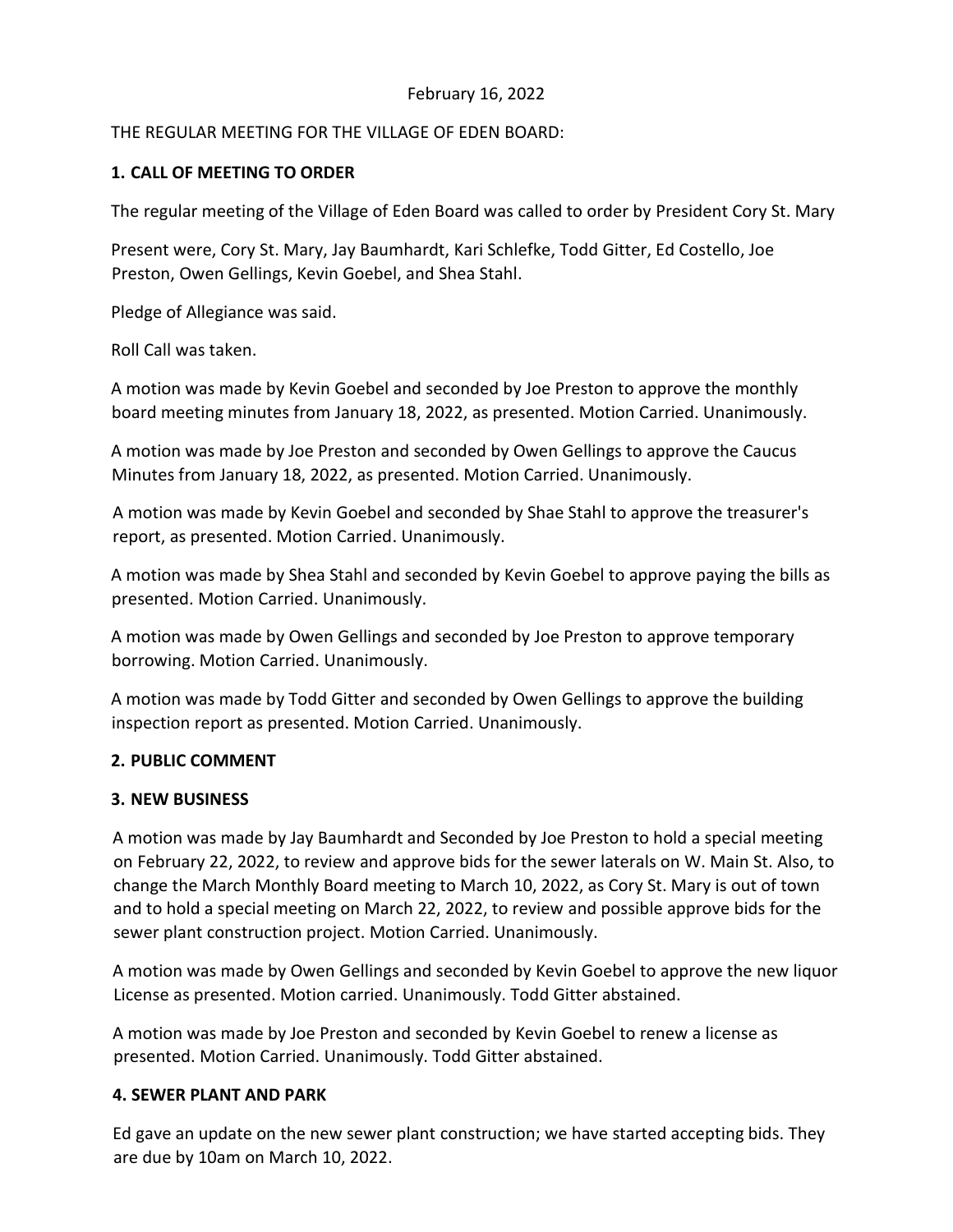February 16, 2022

THE REGULAR MEETING FOR THE VILLAGE OF EDEN BOARD:

**1. CALL OF MEETING TO ORDER**

The regular meeting of the Village of Eden Board was called to order by President Cory St. Mary

Present were, Cory St. Mary, Jay Baumhardt, Kari Schlefke, Todd Gitter, Ed Costello, Joe Preston, Owen Gellings, Kevin Goebel, and Shea Stahl.

Pledge of Allegiance was said.

Roll Call was taken.

A motion was made by Kevin Goebel and seconded by Joe Preston to approve the monthly board meeting minutes from January 18, 2022, as presented. Motion Carried. Unanimously.

A motion was made by Joe Preston and seconded by Owen Gellings to approve the Caucus Minutes from January 18, 2022, as presented. Motion Carried. Unanimously.

A motion was made by Kevin Goebel and seconded by Shae Stahl to approve the treasurer's report, as presented. Motion Carried. Unanimously.

A motion was made by Shea Stahl and seconded by Kevin Goebel to approve paying the bills as presented. Motion Carried. Unanimously.

A motion was made by Owen Gellings and seconded by Joe Preston to approve temporary borrowing. Motion Carried. Unanimously.

A motion was made by Todd Gitter and seconded by Owen Gellings to approve the building inspection report as presented. Motion Carried. Unanimously.

**2. PUBLIC COMMENT**

**3. NEW BUSINESS**

A motion was made by Jay Baumhardt and Seconded by Joe Preston to hold a special meeting on February 22, 2022, to review and approve bids for the sewer laterals on W. Main St. Also, to change the March Monthly Board meeting to March 10, 2022, as Cory St. Mary is out of town and to hold a special meeting on March 22, 2022, to review and possible approve bids for the sewer plant construction project. Motion Carried. Unanimously.

A motion was made by Owen Gellings and seconded by Kevin Goebel to approve the new liquor License as presented. Motion carried. Unanimously. Todd Gitter abstained.

A motion was made by Joe Preston and seconded by Kevin Goebel to renew a license as presented. Motion Carried. Unanimously. Todd Gitter abstained.

**4. SEWER PLANT AND PARK**

Ed gave an update on the new sewer plant construction; we have started accepting bids. They are due by 10am on March 10, 2022.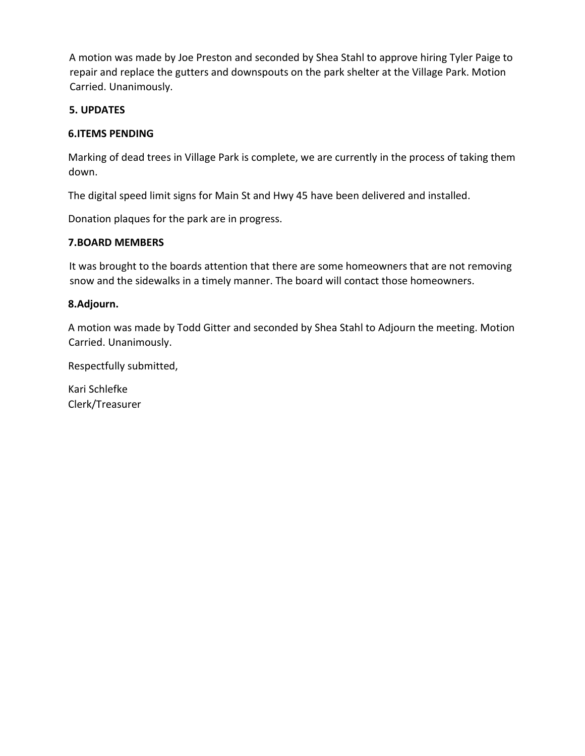A motion was made by Joe Preston and seconded by Shea Stahl to approve hiring Tyler Paige to repair and replace the gutters and downspouts on the park shelter at the Village Park. Motion Carried. Unanimously.

**5. UPDATES**

**6.ITEMS PENDING**

Marking of dead trees in Village Park is complete, we are currently in the process of taking them down.

The digital speed limit signs for Main St and Hwy 45 have been delivered and installed.

Donation plaques for the park are in progress.

**7.BOARD MEMBERS**

It was brought to the boards attention that there are some homeowners that are not removing snow and the sidewalks in a timely manner. The board will contact those homeowners.

**8.Adjourn.**

A motion was made by Todd Gitter and seconded by Shea Stahl to Adjourn the meeting. Motion Carried. Unanimously.

Respectfully submitted,

Kari Schlefke
Clerk/Treasurer